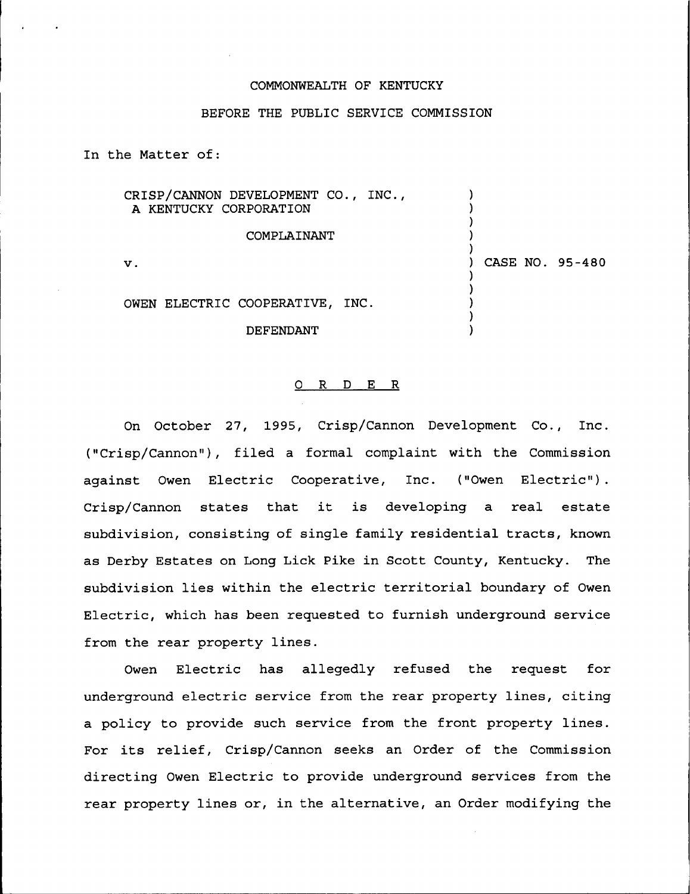COMMONWEALTH OF KENTUCKY

BEFORE THE PUBLIC SERVICE COMMISSION

In the Matter of:

CRISP/CANNON DEVELOPMENT CO., INC.,
A KENTUCKY CORPORATION

COMPLAINANT

v.

OWEN ELECTRIC COOPERATIVE, INC.

DEFENDANT

CASE NO. 95-480

O R D E R

On October 27, 1995, Crisp/Cannon Development Co., Inc. ("Crisp/Cannon"), filed a formal complaint with the Commission against Owen Electric Cooperative, Inc. ("Owen Electric"). Crisp/Cannon states that it is developing a real estate subdivision, consisting of single family residential tracts, known as Derby Estates on Long Lick Pike in Scott County, Kentucky. The subdivision lies within the electric territorial boundary of Owen Electric, which has been requested to furnish underground service from the rear property lines.

Owen Electric has allegedly refused the request for underground electric service from the rear property lines, citing a policy to provide such service from the front property lines. For its relief, Crisp/Cannon seeks an Order of the Commission directing Owen Electric to provide underground services from the rear property lines or, in the alternative, an Order modifying the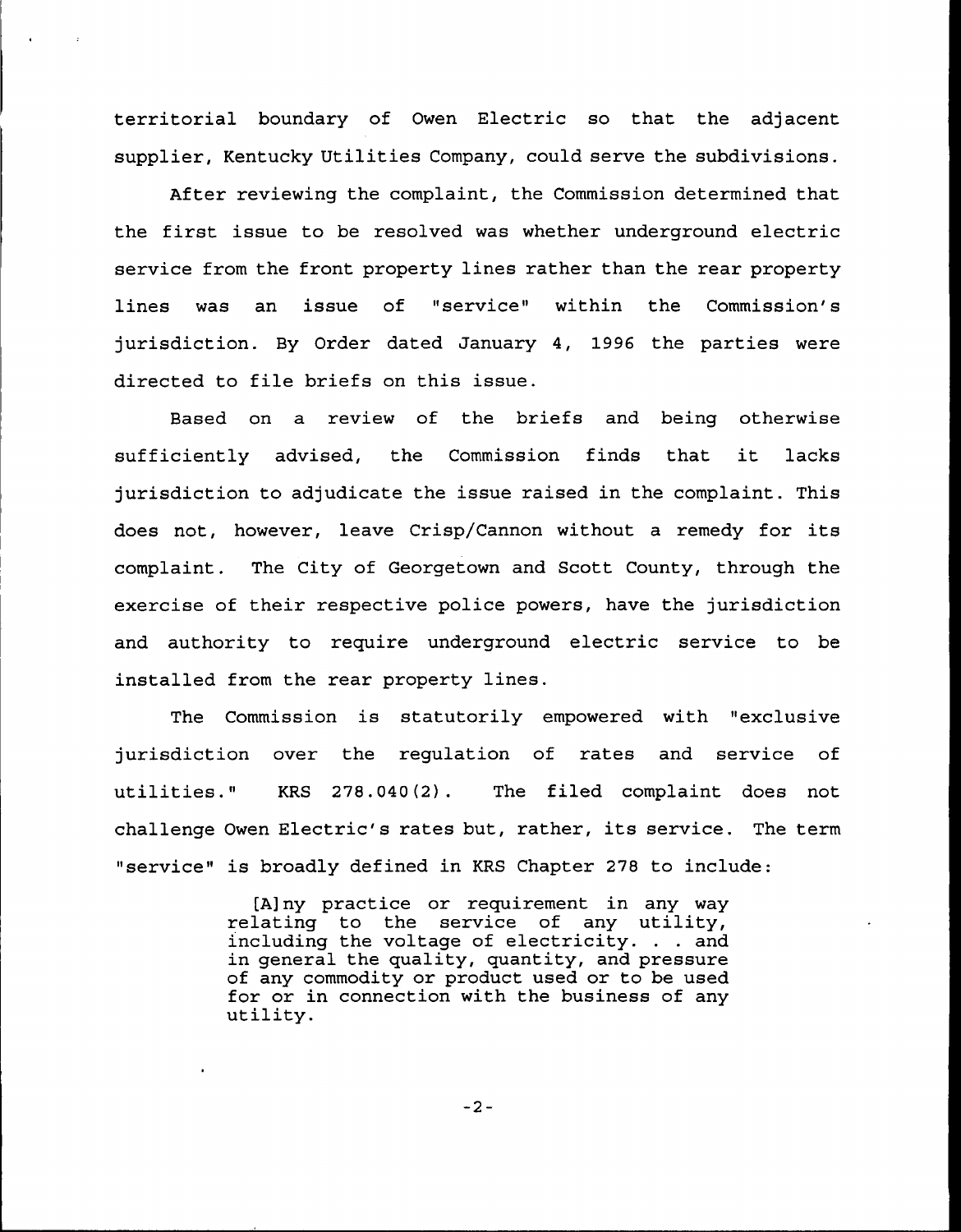territorial boundary of Owen Electric so that the adjacent supplier, Kentucky Utilities Company, could serve the subdivisions.

After reviewing the complaint, the Commission determined that the first issue to be resolved was whether underground electric service from the front property lines rather than the rear property lines was an issue of "service" within the Commission's jurisdiction. By Order dated January 4, 1996 the parties were directed to file briefs on this issue.

Based on a review of the briefs and being otherwise sufficiently advised, the Commission finds that it lacks jurisdiction to adjudicate the issue raised in the complaint. This does not, however, leave Crisp/Cannon without a remedy for its complaint. The City of Georgetown and Scott County, through the exercise of their respective police powers, have the jurisdiction and authority to require underground electric service to be installed from the rear property lines.

The Commission is statutorily empowered with "exclusive jurisdiction over the regulation of rates and service of utilities." KRS 278.040(2). The filed complaint does not challenge Owen Electric's rates but, rather, its service. The term "service" is broadly defined in KRS Chapter 278 to include:

> [A]ny practice or requirement in any way relating to the service of any utility, including the voltage of electricity. . . and in general the quality, quantity, and pressure of any commodity or product used or to be used for or in connection with the business of any utility.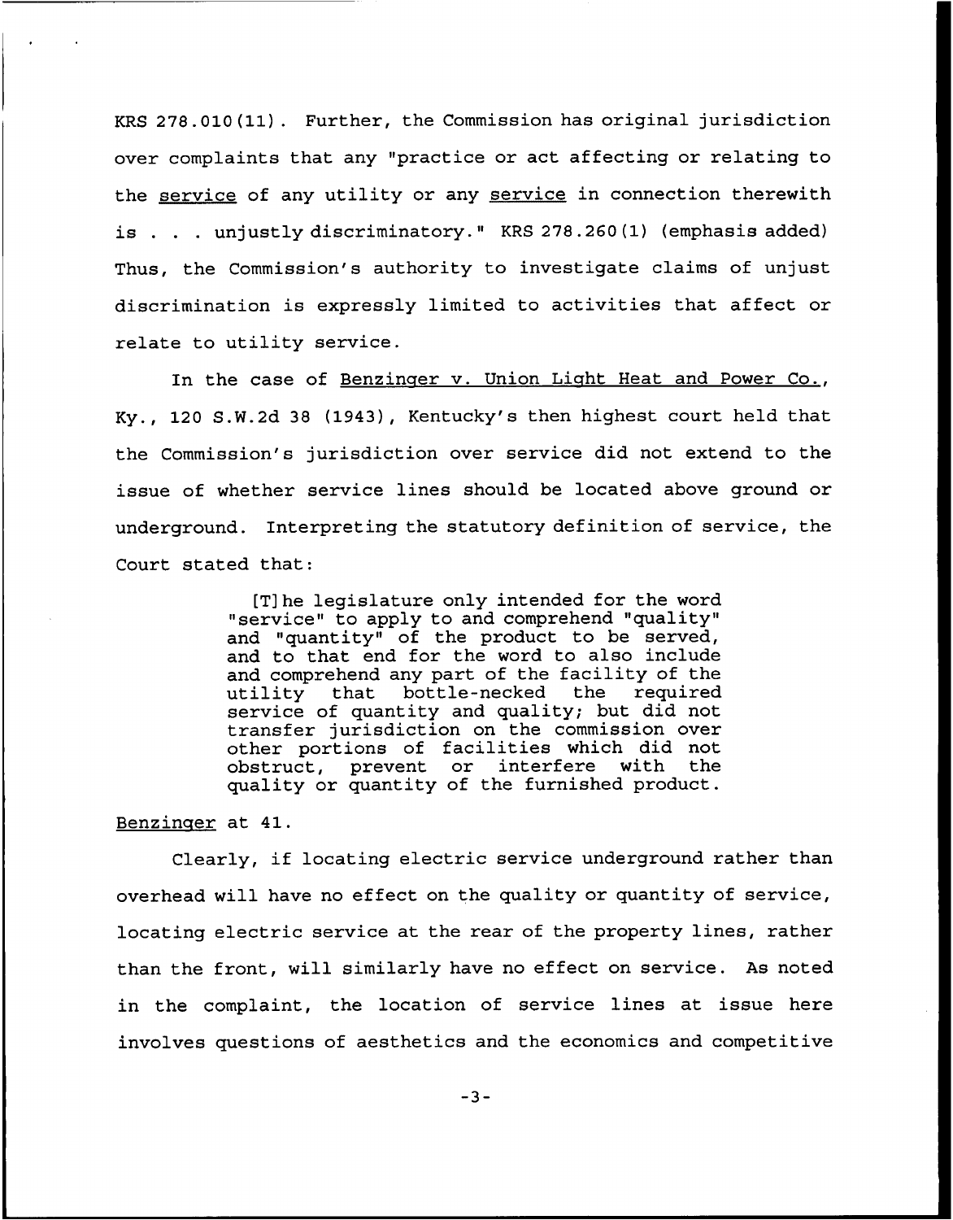KRS 278.010(11). Further, the Commission has original jurisdiction over complaints that any "practice or act affecting or relating to the <u>service</u> of any utility or any <u>service</u> in connection therewith is . . . unjustly discriminatory." KRS 278.260(1) (emphasis added) Thus, the Commission's authority to investigate claims of unjust discrimination is expressly limited to activities that affect or relate to utility service.

In the case of <u>Benzinger v. Union Light Heat and Power Co.</u>, Ky., 120 S.W.2d 38 (1943), Kentucky's then highest court held that the Commission's jurisdiction over service did not extend to the issue of whether service lines should be located above ground or underground. Interpreting the statutory definition of service, the Court stated that:

> [T]he legislature only intended for the word "service" to apply to and comprehend "quality" and "quantity" of the product to be served, and to that end for the word to also include and comprehend any part of the facility of the utility that bottle-necked the required service of quantity and quality; but did not transfer jurisdiction on the commission over other portions of facilities which did not obstruct, prevent or interfere with the quality or quantity of the furnished product.

<u>Benzinger</u> at 41.

Clearly, if locating electric service underground rather than overhead will have no effect on the quality or quantity of service, locating electric service at the rear of the property lines, rather than the front, will similarly have no effect on service. As noted in the complaint, the location of service lines at issue here involves questions of aesthetics and the economics and competitive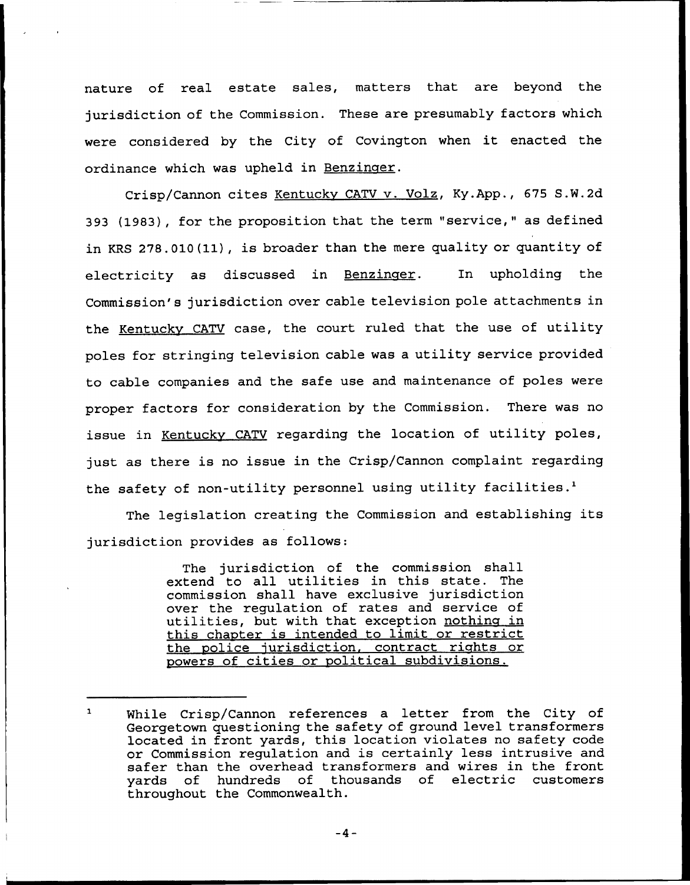nature of real estate sales, matters that are beyond the jurisdiction of the Commission. These are presumably factors which were considered by the City of Covington when it enacted the ordinance which was upheld in Benzinger.

Crisp/Cannon cites Kentucky CATV v. Volz, Ky.App., 675 S.W.2d 393 (1983), for the proposition that the term "service," as defined in KRS 278.010(11), is broader than the mere quality or quantity of electricity as discussed in Benzinger. In upholding the Commission's jurisdiction over cable television pole attachments in the Kentucky CATV case, the court ruled that the use of utility poles for stringing television cable was a utility service provided to cable companies and the safe use and maintenance of poles were proper factors for consideration by the Commission. There was no issue in Kentucky CATV regarding the location of utility poles, just as there is no issue in the Crisp/Cannon complaint regarding the safety of non-utility personnel using utility facilities.[1]

The legislation creating the Commission and establishing its jurisdiction provides as follows:

> The jurisdiction of the commission shall extend to all utilities in this state. The commission shall have exclusive jurisdiction over the regulation of rates and service of utilities, but with that exception nothing in this chapter is intended to limit or restrict the police jurisdiction, contract rights or powers of cities or political subdivisions.

---

[1] While Crisp/Cannon references a letter from the City of Georgetown questioning the safety of ground level transformers located in front yards, this location violates no safety code or Commission regulation and is certainly less intrusive and safer than the overhead transformers and wires in the front yards of hundreds of thousands of electric customers throughout the Commonwealth.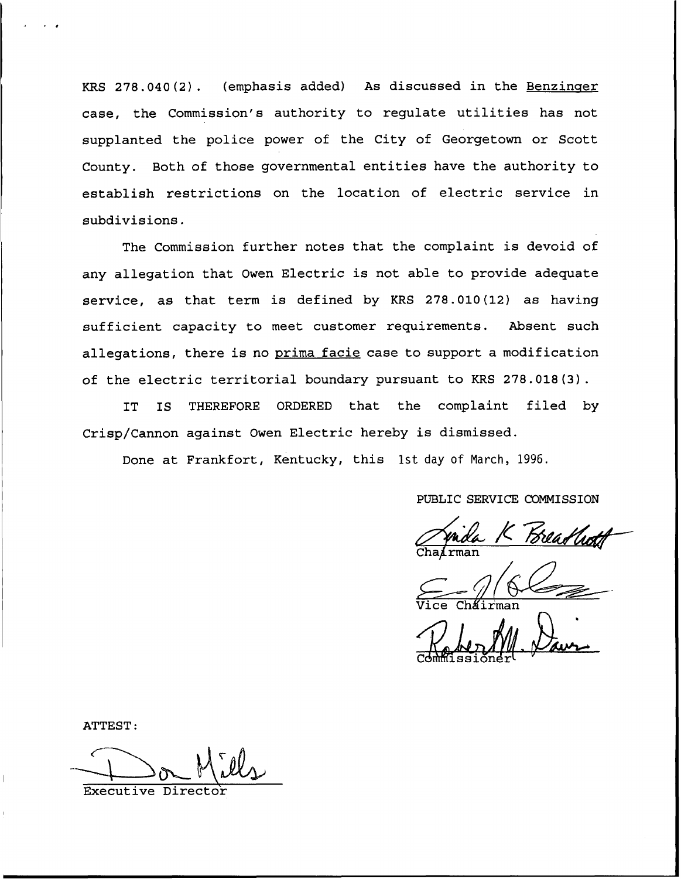KRS 278.040(2). (emphasis added) As discussed in the Benzinger case, the Commission's authority to regulate utilities has not supplanted the police power of the City of Georgetown or Scott County. Both of those governmental entities have the authority to establish restrictions on the location of electric service in subdivisions.

The Commission further notes that the complaint is devoid of any allegation that Owen Electric is not able to provide adequate service, as that term is defined by KRS 278.010(12) as having sufficient capacity to meet customer requirements. Absent such allegations, there is no prima facie case to support a modification of the electric territorial boundary pursuant to KRS 278.018(3).

IT IS THEREFORE ORDERED that the complaint filed by Crisp/Cannon against Owen Electric hereby is dismissed.

Done at Frankfort, Kentucky, this 1st day of March, 1996.

PUBLIC SERVICE COMMISSION

Chairman

Vice Chairman

Commissioner

ATTEST:

Executive Director